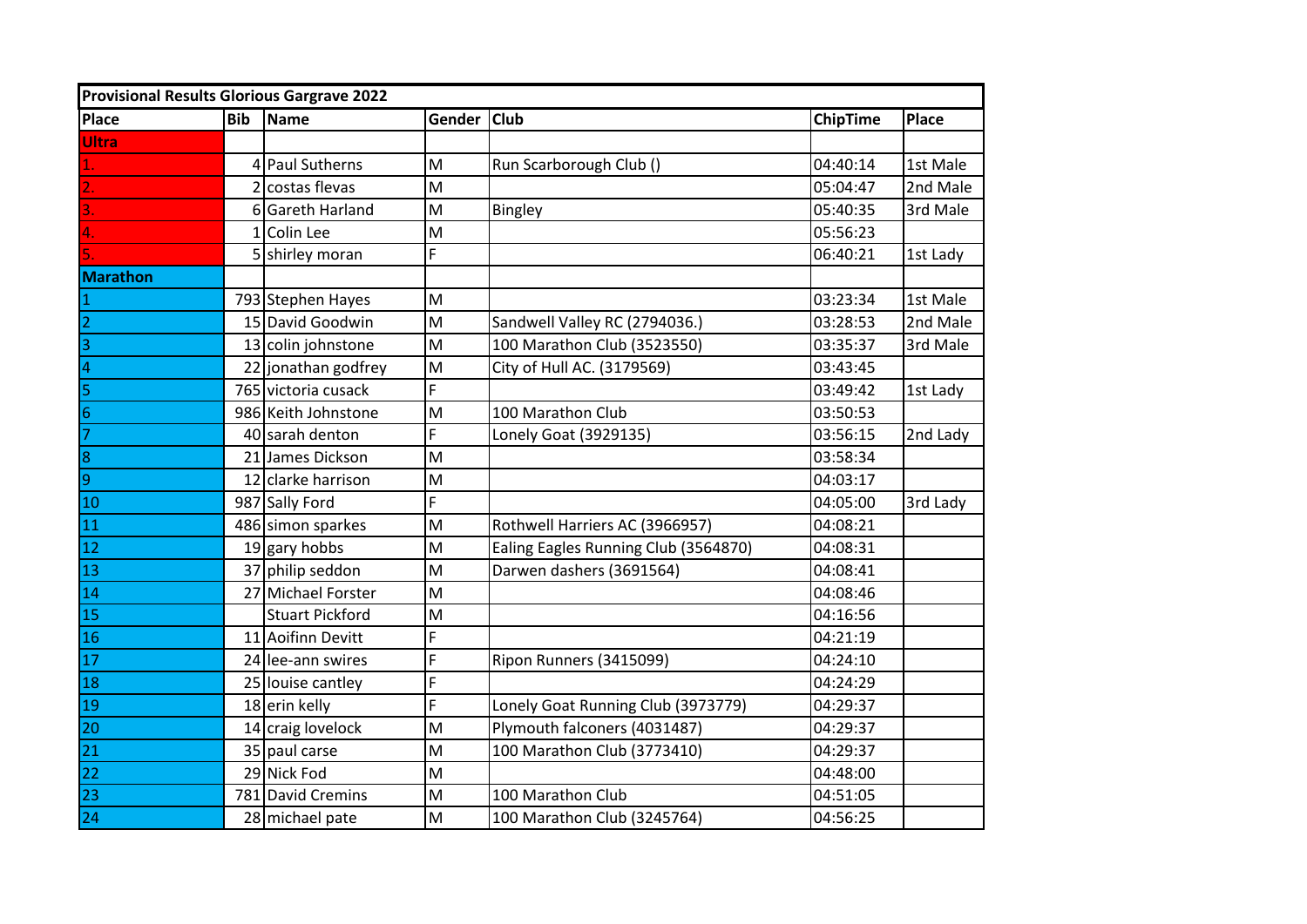| Provisional Results Glorious Gargrave 2022 | | | | | | |
|---|---|---|---|---|---|---|
| **Place** | **Bib** | **Name** | **Gender** | **Club** | **ChipTime** | **Place** |
| **Ultra** | | | | | | |
| 1. | 4 | Paul Sutherns | M | Run Scarborough Club () | 04:40:14 | 1st Male |
| 2. | 2 | costas flevas | M | | 05:04:47 | 2nd Male |
| 3. | 6 | Gareth Harland | M | Bingley | 05:40:35 | 3rd Male |
| 4. | 1 | Colin Lee | M | | 05:56:23 | |
| 5. | 5 | shirley moran | F | | 06:40:21 | 1st Lady |
| **Marathon** | | | | | | |
| 1 | 793 | Stephen Hayes | M | | 03:23:34 | 1st Male |
| 2 | 15 | David Goodwin | M | Sandwell Valley RC (2794036.) | 03:28:53 | 2nd Male |
| 3 | 13 | colin johnstone | M | 100 Marathon Club (3523550) | 03:35:37 | 3rd Male |
| 4 | 22 | jonathan godfrey | M | City of Hull AC. (3179569) | 03:43:45 | |
| 5 | 765 | victoria cusack | F | | 03:49:42 | 1st Lady |
| 6 | 986 | Keith Johnstone | M | 100 Marathon Club | 03:50:53 | |
| 7 | 40 | sarah denton | F | Lonely Goat (3929135) | 03:56:15 | 2nd Lady |
| 8 | 21 | James Dickson | M | | 03:58:34 | |
| 9 | 12 | clarke harrison | M | | 04:03:17 | |
| 10 | 987 | Sally Ford | F | | 04:05:00 | 3rd Lady |
| 11 | 486 | simon sparkes | M | Rothwell Harriers AC (3966957) | 04:08:21 | |
| 12 | 19 | gary hobbs | M | Ealing Eagles Running Club (3564870) | 04:08:31 | |
| 13 | 37 | philip seddon | M | Darwen dashers (3691564) | 04:08:41 | |
| 14 | 27 | Michael Forster | M | | 04:08:46 | |
| 15 | | Stuart Pickford | M | | 04:16:56 | |
| 16 | 11 | Aoifinn Devitt | F | | 04:21:19 | |
| 17 | 24 | lee-ann swires | F | Ripon Runners (3415099) | 04:24:10 | |
| 18 | 25 | louise cantley | F | | 04:24:29 | |
| 19 | 18 | erin kelly | F | Lonely Goat Running Club (3973779) | 04:29:37 | |
| 20 | 14 | craig lovelock | M | Plymouth falconers (4031487) | 04:29:37 | |
| 21 | 35 | paul carse | M | 100 Marathon Club (3773410) | 04:29:37 | |
| 22 | 29 | Nick Fod | M | | 04:48:00 | |
| 23 | 781 | David Cremins | M | 100 Marathon Club | 04:51:05 | |
| 24 | 28 | michael pate | M | 100 Marathon Club (3245764) | 04:56:25 | |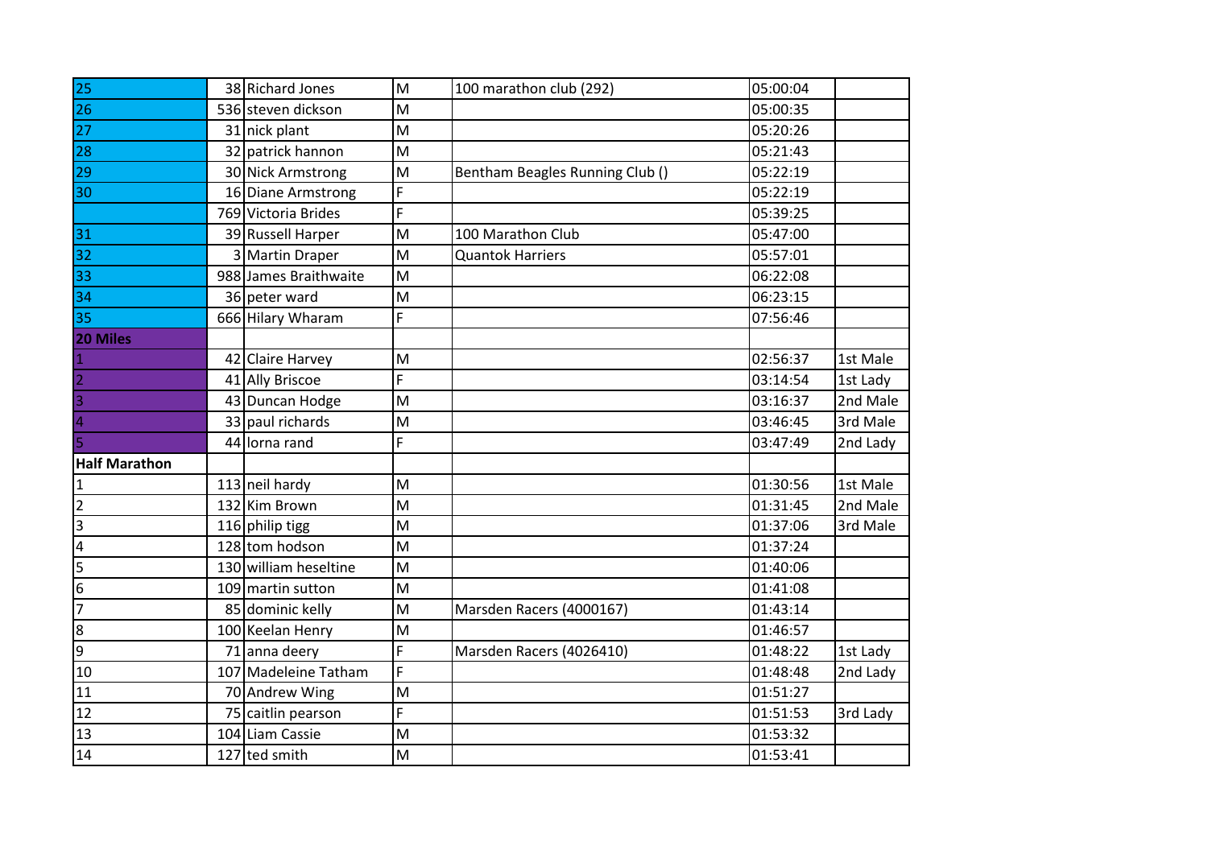| | | | | | | |
|---|---|---|---|---|---|---|
| 25 | 38 | Richard Jones | M | 100 marathon club (292) | 05:00:04 | |
| 26 | 536 | steven dickson | M | | 05:00:35 | |
| 27 | 31 | nick plant | M | | 05:20:26 | |
| 28 | 32 | patrick hannon | M | | 05:21:43 | |
| 29 | 30 | Nick Armstrong | M | Bentham Beagles Running Club () | 05:22:19 | |
| 30 | 16 | Diane Armstrong | F | | 05:22:19 | |
| | 769 | Victoria Brides | F | | 05:39:25 | |
| 31 | 39 | Russell Harper | M | 100 Marathon Club | 05:47:00 | |
| 32 | 3 | Martin Draper | M | Quantok Harriers | 05:57:01 | |
| 33 | 988 | James Braithwaite | M | | 06:22:08 | |
| 34 | 36 | peter ward | M | | 06:23:15 | |
| 35 | 666 | Hilary Wharam | F | | 07:56:46 | |
| **20 Miles** | | | | | | |
| 1 | 42 | Claire Harvey | M | | 02:56:37 | 1st Male |
| 2 | 41 | Ally Briscoe | F | | 03:14:54 | 1st Lady |
| 3 | 43 | Duncan Hodge | M | | 03:16:37 | 2nd Male |
| 4 | 33 | paul richards | M | | 03:46:45 | 3rd Male |
| 5 | 44 | lorna rand | F | | 03:47:49 | 2nd Lady |
| **Half Marathon** | | | | | | |
| 1 | 113 | neil hardy | M | | 01:30:56 | 1st Male |
| 2 | 132 | Kim Brown | M | | 01:31:45 | 2nd Male |
| 3 | 116 | philip tigg | M | | 01:37:06 | 3rd Male |
| 4 | 128 | tom hodson | M | | 01:37:24 | |
| 5 | 130 | william heseltine | M | | 01:40:06 | |
| 6 | 109 | martin sutton | M | | 01:41:08 | |
| 7 | 85 | dominic kelly | M | Marsden Racers (4000167) | 01:43:14 | |
| 8 | 100 | Keelan Henry | M | | 01:46:57 | |
| 9 | 71 | anna deery | F | Marsden Racers (4026410) | 01:48:22 | 1st Lady |
| 10 | 107 | Madeleine Tatham | F | | 01:48:48 | 2nd Lady |
| 11 | 70 | Andrew Wing | M | | 01:51:27 | |
| 12 | 75 | caitlin pearson | F | | 01:51:53 | 3rd Lady |
| 13 | 104 | Liam Cassie | M | | 01:53:32 | |
| 14 | 127 | ted smith | M | | 01:53:41 | |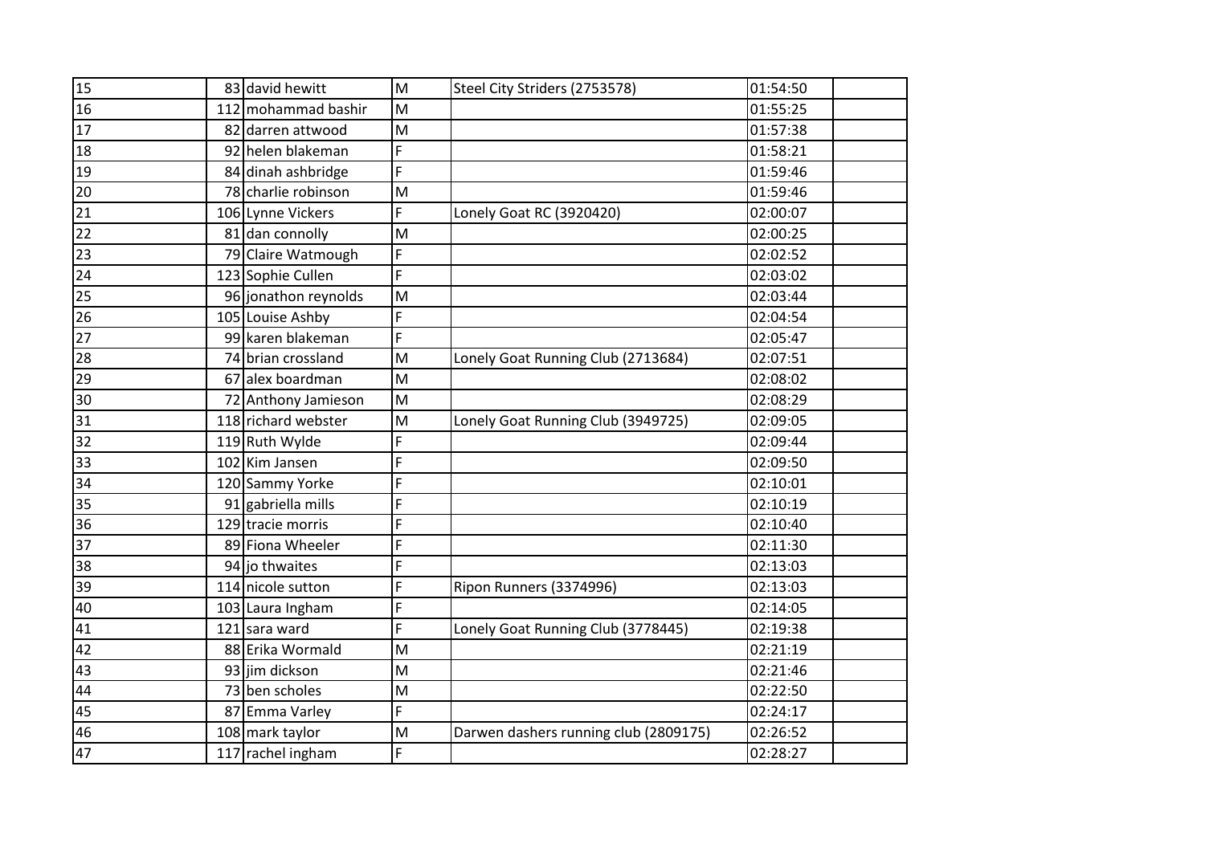| | | | | | |
|---|---|---|---|---|---|
| 15 | 83 | david hewitt | M | Steel City Striders (2753578) | 01:54:50 | |
| 16 | 112 | mohammad bashir | M | | 01:55:25 | |
| 17 | 82 | darren attwood | M | | 01:57:38 | |
| 18 | 92 | helen blakeman | F | | 01:58:21 | |
| 19 | 84 | dinah ashbridge | F | | 01:59:46 | |
| 20 | 78 | charlie robinson | M | | 01:59:46 | |
| 21 | 106 | Lynne Vickers | F | Lonely Goat RC (3920420) | 02:00:07 | |
| 22 | 81 | dan connolly | M | | 02:00:25 | |
| 23 | 79 | Claire Watmough | F | | 02:02:52 | |
| 24 | 123 | Sophie Cullen | F | | 02:03:02 | |
| 25 | 96 | jonathon reynolds | M | | 02:03:44 | |
| 26 | 105 | Louise Ashby | F | | 02:04:54 | |
| 27 | 99 | karen blakeman | F | | 02:05:47 | |
| 28 | 74 | brian crossland | M | Lonely Goat Running Club (2713684) | 02:07:51 | |
| 29 | 67 | alex boardman | M | | 02:08:02 | |
| 30 | 72 | Anthony Jamieson | M | | 02:08:29 | |
| 31 | 118 | richard webster | M | Lonely Goat Running Club (3949725) | 02:09:05 | |
| 32 | 119 | Ruth Wylde | F | | 02:09:44 | |
| 33 | 102 | Kim Jansen | F | | 02:09:50 | |
| 34 | 120 | Sammy Yorke | F | | 02:10:01 | |
| 35 | 91 | gabriella mills | F | | 02:10:19 | |
| 36 | 129 | tracie morris | F | | 02:10:40 | |
| 37 | 89 | Fiona Wheeler | F | | 02:11:30 | |
| 38 | 94 | jo thwaites | F | | 02:13:03 | |
| 39 | 114 | nicole sutton | F | Ripon Runners (3374996) | 02:13:03 | |
| 40 | 103 | Laura Ingham | F | | 02:14:05 | |
| 41 | 121 | sara ward | F | Lonely Goat Running Club (3778445) | 02:19:38 | |
| 42 | 88 | Erika Wormald | M | | 02:21:19 | |
| 43 | 93 | jim dickson | M | | 02:21:46 | |
| 44 | 73 | ben scholes | M | | 02:22:50 | |
| 45 | 87 | Emma Varley | F | | 02:24:17 | |
| 46 | 108 | mark taylor | M | Darwen dashers running club (2809175) | 02:26:52 | |
| 47 | 117 | rachel ingham | F | | 02:28:27 | |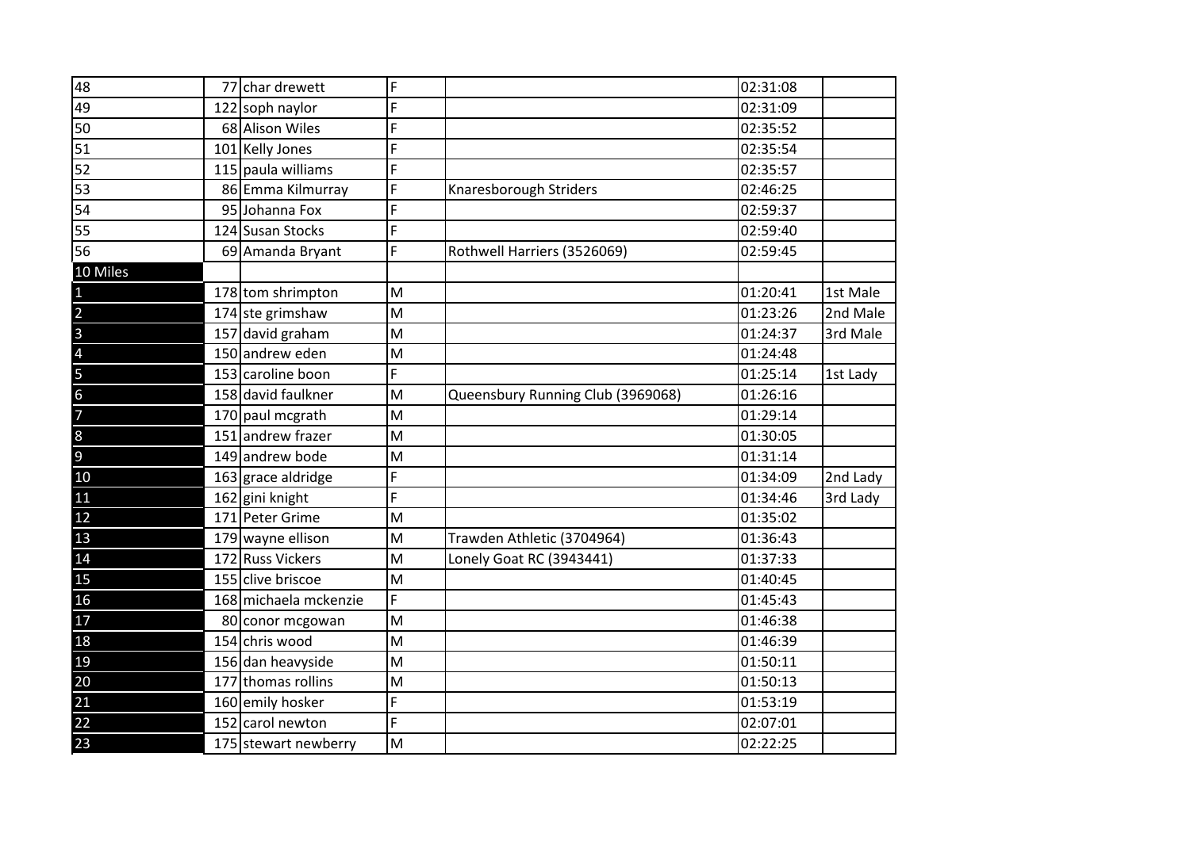| | | | | | |
|---|---|---|---|---|---|
| 48 | 77 | char drewett | F | | 02:31:08 | |
| 49 | 122 | soph naylor | F | | 02:31:09 | |
| 50 | 68 | Alison Wiles | F | | 02:35:52 | |
| 51 | 101 | Kelly Jones | F | | 02:35:54 | |
| 52 | 115 | paula williams | F | | 02:35:57 | |
| 53 | 86 | Emma Kilmurray | F | Knaresborough Striders | 02:46:25 | |
| 54 | 95 | Johanna Fox | F | | 02:59:37 | |
| 55 | 124 | Susan Stocks | F | | 02:59:40 | |
| 56 | 69 | Amanda Bryant | F | Rothwell Harriers (3526069) | 02:59:45 | |
| 10 Miles | | | | | | |
| 1 | 178 | tom shrimpton | M | | 01:20:41 | 1st Male |
| 2 | 174 | ste grimshaw | M | | 01:23:26 | 2nd Male |
| 3 | 157 | david graham | M | | 01:24:37 | 3rd Male |
| 4 | 150 | andrew eden | M | | 01:24:48 | |
| 5 | 153 | caroline boon | F | | 01:25:14 | 1st Lady |
| 6 | 158 | david faulkner | M | Queensbury Running Club (3969068) | 01:26:16 | |
| 7 | 170 | paul mcgrath | M | | 01:29:14 | |
| 8 | 151 | andrew frazer | M | | 01:30:05 | |
| 9 | 149 | andrew bode | M | | 01:31:14 | |
| 10 | 163 | grace aldridge | F | | 01:34:09 | 2nd Lady |
| 11 | 162 | gini knight | F | | 01:34:46 | 3rd Lady |
| 12 | 171 | Peter Grime | M | | 01:35:02 | |
| 13 | 179 | wayne ellison | M | Trawden Athletic (3704964) | 01:36:43 | |
| 14 | 172 | Russ Vickers | M | Lonely Goat RC (3943441) | 01:37:33 | |
| 15 | 155 | clive briscoe | M | | 01:40:45 | |
| 16 | 168 | michaela mckenzie | F | | 01:45:43 | |
| 17 | 80 | conor mcgowan | M | | 01:46:38 | |
| 18 | 154 | chris wood | M | | 01:46:39 | |
| 19 | 156 | dan heavyside | M | | 01:50:11 | |
| 20 | 177 | thomas rollins | M | | 01:50:13 | |
| 21 | 160 | emily hosker | F | | 01:53:19 | |
| 22 | 152 | carol newton | F | | 02:07:01 | |
| 23 | 175 | stewart newberry | M | | 02:22:25 | |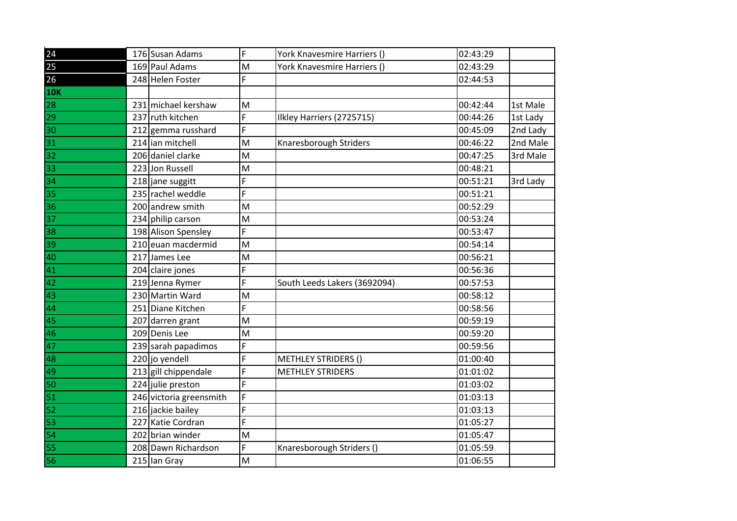| | | | | | | |
|---|---|---|---|---|---|---|
| 24 | 176 | Susan Adams | F | York Knavesmire Harriers () | 02:43:29 | |
| 25 | 169 | Paul Adams | M | York Knavesmire Harriers () | 02:43:29 | |
| 26 | 248 | Helen Foster | F | | 02:44:53 | |
| **10K** | | | | | | |
| 28 | 231 | michael kershaw | M | | 00:42:44 | 1st Male |
| 29 | 237 | ruth kitchen | F | Ilkley Harriers (2725715) | 00:44:26 | 1st Lady |
| 30 | 212 | gemma russhard | F | | 00:45:09 | 2nd Lady |
| 31 | 214 | ian mitchell | M | Knaresborough Striders | 00:46:22 | 2nd Male |
| 32 | 206 | daniel clarke | M | | 00:47:25 | 3rd Male |
| 33 | 223 | Jon Russell | M | | 00:48:21 | |
| 34 | 218 | jane suggitt | F | | 00:51:21 | 3rd Lady |
| 35 | 235 | rachel weddle | F | | 00:51:21 | |
| 36 | 200 | andrew smith | M | | 00:52:29 | |
| 37 | 234 | philip carson | M | | 00:53:24 | |
| 38 | 198 | Alison Spensley | F | | 00:53:47 | |
| 39 | 210 | euan macdermid | M | | 00:54:14 | |
| 40 | 217 | James Lee | M | | 00:56:21 | |
| 41 | 204 | claire jones | F | | 00:56:36 | |
| 42 | 219 | Jenna Rymer | F | South Leeds Lakers (3692094) | 00:57:53 | |
| 43 | 230 | Martin Ward | M | | 00:58:12 | |
| 44 | 251 | Diane Kitchen | F | | 00:58:56 | |
| 45 | 207 | darren grant | M | | 00:59:19 | |
| 46 | 209 | Denis Lee | M | | 00:59:20 | |
| 47 | 239 | sarah papadimos | F | | 00:59:56 | |
| 48 | 220 | jo yendell | F | METHLEY STRIDERS () | 01:00:40 | |
| 49 | 213 | gill chippendale | F | METHLEY STRIDERS | 01:01:02 | |
| 50 | 224 | julie preston | F | | 01:03:02 | |
| 51 | 246 | victoria greensmith | F | | 01:03:13 | |
| 52 | 216 | jackie bailey | F | | 01:03:13 | |
| 53 | 227 | Katie Cordran | F | | 01:05:27 | |
| 54 | 202 | brian winder | M | | 01:05:47 | |
| 55 | 208 | Dawn Richardson | F | Knaresborough Striders () | 01:05:59 | |
| 56 | 215 | Ian Gray | M | | 01:06:55 | |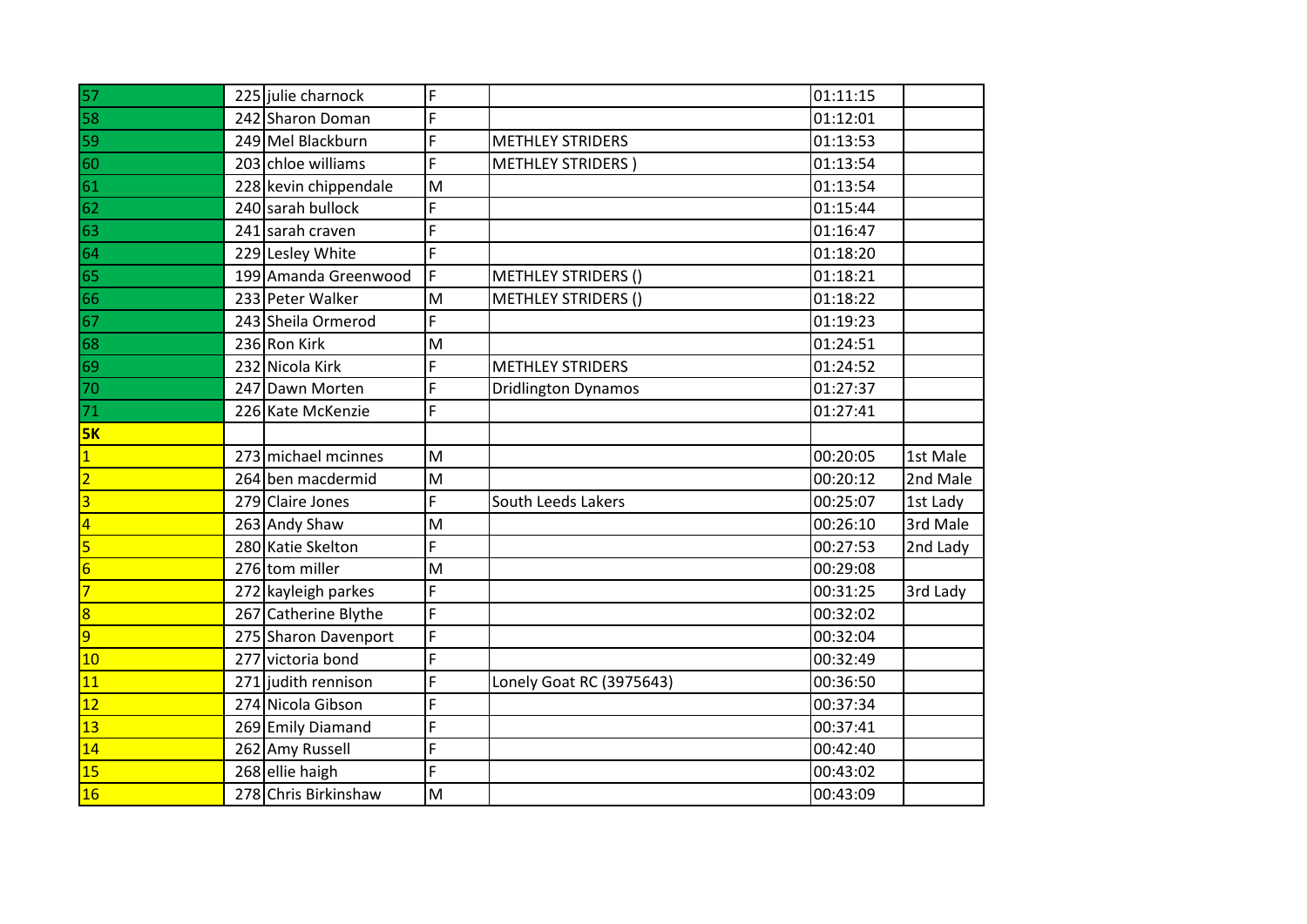| | | | | | | |
|---|---|---|---|---|---|---|
| 57 | 225 | julie charnock | F | | 01:11:15 | |
| 58 | 242 | Sharon Doman | F | | 01:12:01 | |
| 59 | 249 | Mel Blackburn | F | METHLEY STRIDERS | 01:13:53 | |
| 60 | 203 | chloe williams | F | METHLEY STRIDERS ) | 01:13:54 | |
| 61 | 228 | kevin chippendale | M | | 01:13:54 | |
| 62 | 240 | sarah bullock | F | | 01:15:44 | |
| 63 | 241 | sarah craven | F | | 01:16:47 | |
| 64 | 229 | Lesley White | F | | 01:18:20 | |
| 65 | 199 | Amanda Greenwood | F | METHLEY STRIDERS () | 01:18:21 | |
| 66 | 233 | Peter Walker | M | METHLEY STRIDERS () | 01:18:22 | |
| 67 | 243 | Sheila Ormerod | F | | 01:19:23 | |
| 68 | 236 | Ron Kirk | M | | 01:24:51 | |
| 69 | 232 | Nicola Kirk | F | METHLEY STRIDERS | 01:24:52 | |
| 70 | 247 | Dawn Morten | F | Dridlington Dynamos | 01:27:37 | |
| 71 | 226 | Kate McKenzie | F | | 01:27:41 | |
| **5K** | | | | | | |
| 1 | 273 | michael mcinnes | M | | 00:20:05 | 1st Male |
| 2 | 264 | ben macdermid | M | | 00:20:12 | 2nd Male |
| 3 | 279 | Claire Jones | F | South Leeds Lakers | 00:25:07 | 1st Lady |
| 4 | 263 | Andy Shaw | M | | 00:26:10 | 3rd Male |
| 5 | 280 | Katie Skelton | F | | 00:27:53 | 2nd Lady |
| 6 | 276 | tom miller | M | | 00:29:08 | |
| 7 | 272 | kayleigh parkes | F | | 00:31:25 | 3rd Lady |
| 8 | 267 | Catherine Blythe | F | | 00:32:02 | |
| 9 | 275 | Sharon Davenport | F | | 00:32:04 | |
| 10 | 277 | victoria bond | F | | 00:32:49 | |
| 11 | 271 | judith rennison | F | Lonely Goat RC (3975643) | 00:36:50 | |
| 12 | 274 | Nicola Gibson | F | | 00:37:34 | |
| 13 | 269 | Emily Diamand | F | | 00:37:41 | |
| 14 | 262 | Amy Russell | F | | 00:42:40 | |
| 15 | 268 | ellie haigh | F | | 00:43:02 | |
| 16 | 278 | Chris Birkinshaw | M | | 00:43:09 | |